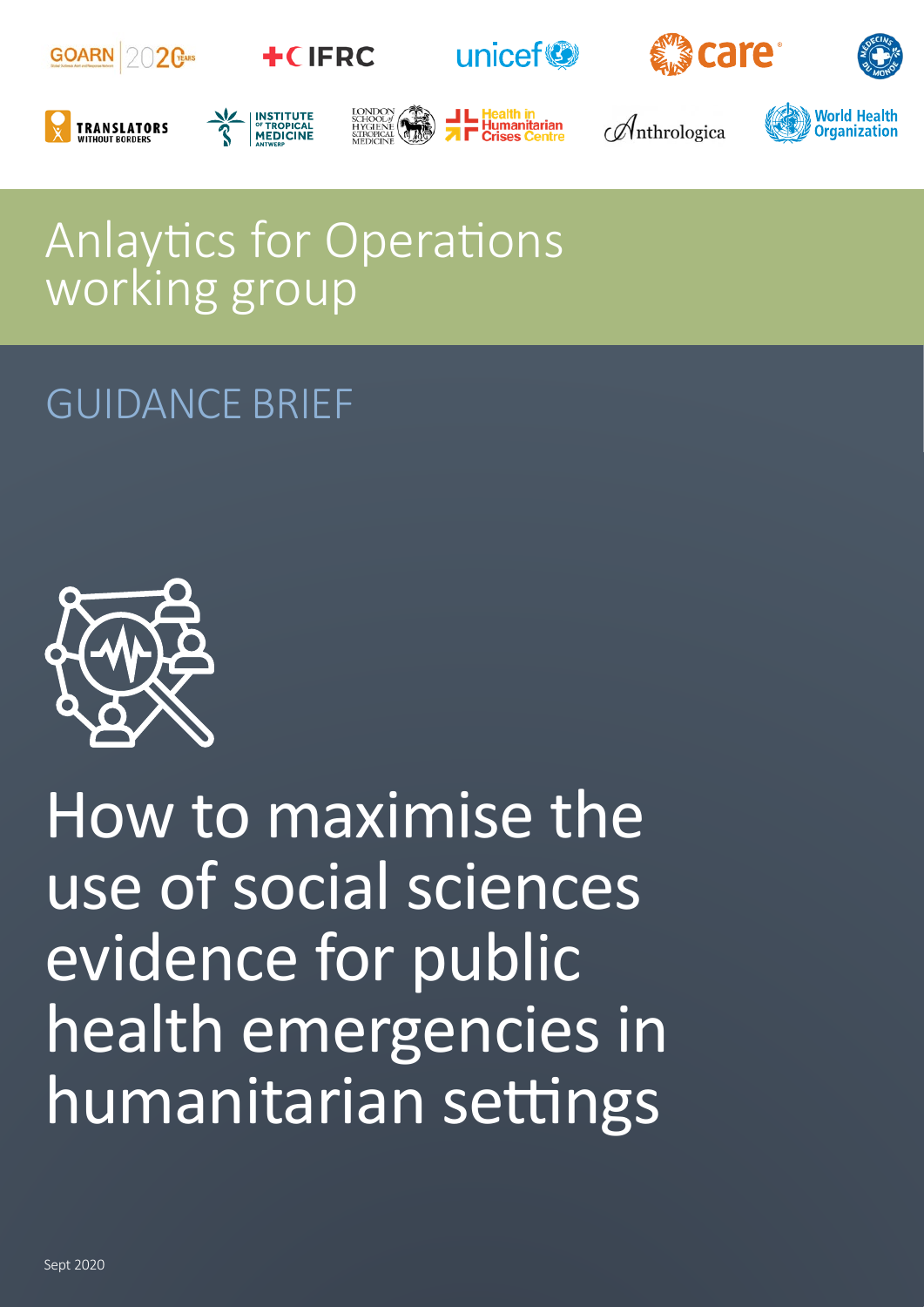Anlaytics for Operations working group

GUIDANCE BRIEF

# How to maximise the use of social sciences evidence for public health emergencies in humanitarian settings

Sept 2020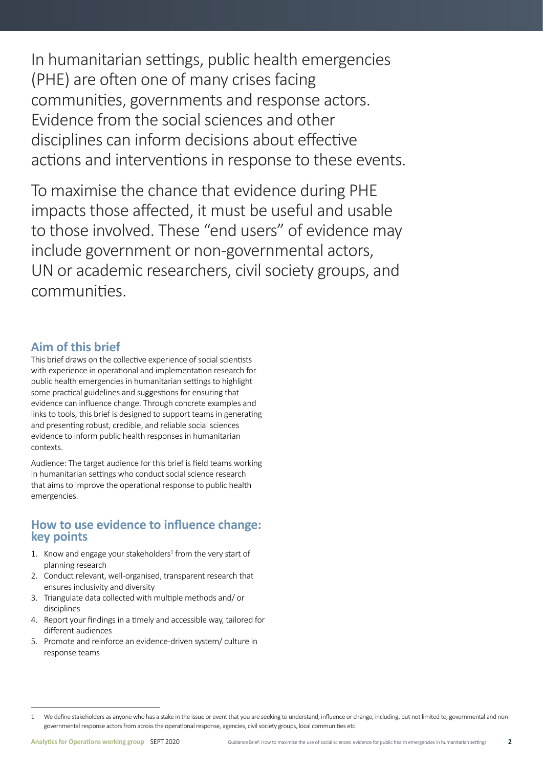In humanitarian settings, public health emergencies (PHE) are often one of many crises facing communities, governments and response actors. Evidence from the social sciences and other disciplines can inform decisions about effective actions and interventions in response to these events.

To maximise the chance that evidence during PHE impacts those affected, it must be useful and usable to those involved. These "end users" of evidence may include government or non-governmental actors, UN or academic researchers, civil society groups, and communities.

## Aim of this brief

This brief draws on the collective experience of social scientists with experience in operational and implementation research for public health emergencies in humanitarian settings to highlight some practical guidelines and suggestions for ensuring that evidence can influence change. Through concrete examples and links to tools, this brief is designed to support teams in generating and presenting robust, credible, and reliable social sciences evidence to inform public health responses in humanitarian contexts.

Audience: The target audience for this brief is field teams working in humanitarian settings who conduct social science research that aims to improve the operational response to public health emergencies.

## How to use evidence to influence change: key points

1. Know and engage your stakeholders[1] from the very start of planning research
2. Conduct relevant, well-organised, transparent research that ensures inclusivity and diversity
3. Triangulate data collected with multiple methods and/ or disciplines
4. Report your findings in a timely and accessible way, tailored for different audiences
5. Promote and reinforce an evidence-driven system/ culture in response teams

---

1 We define stakeholders as anyone who has a stake in the issue or event that you are seeking to understand, influence or change, including, but not limited to, governmental and non-governmental response actors from across the operational response, agencies, civil society groups, local communities etc.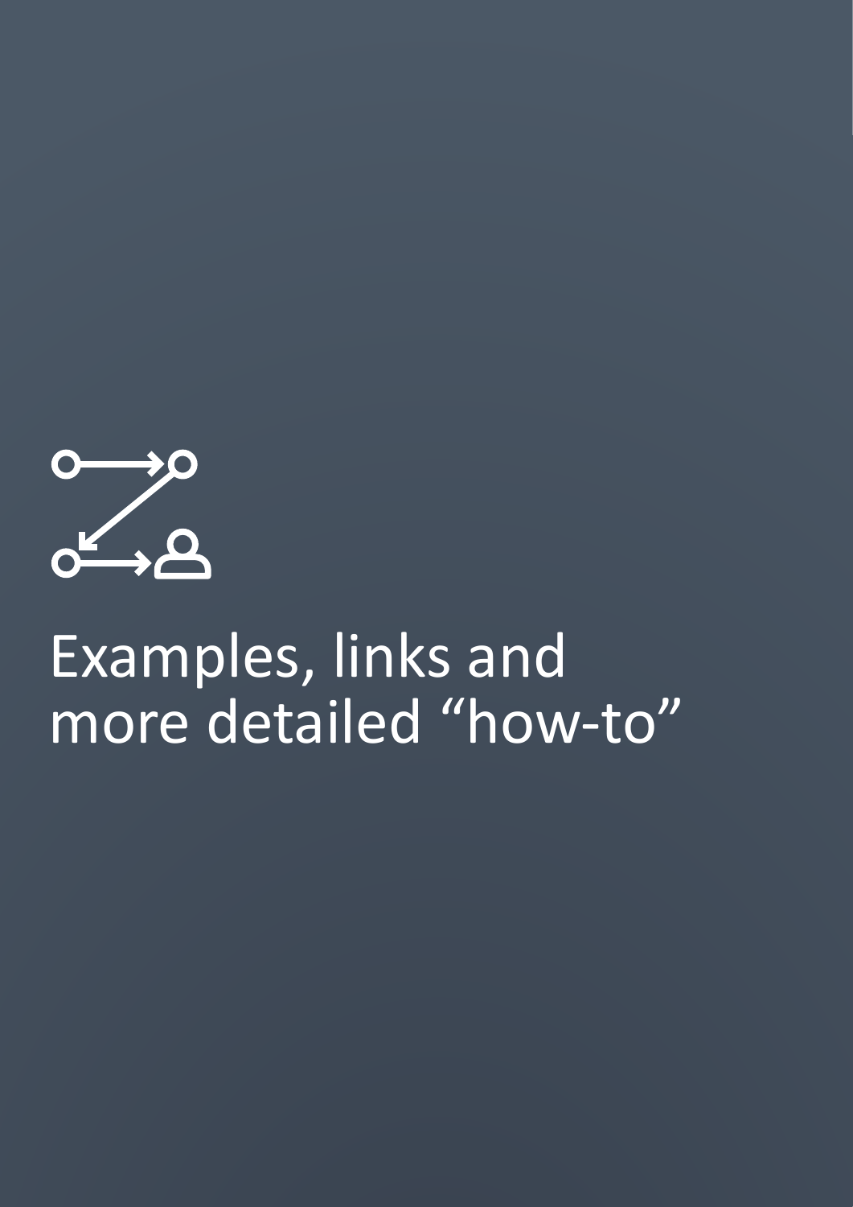# Examples, links and more detailed "how-to"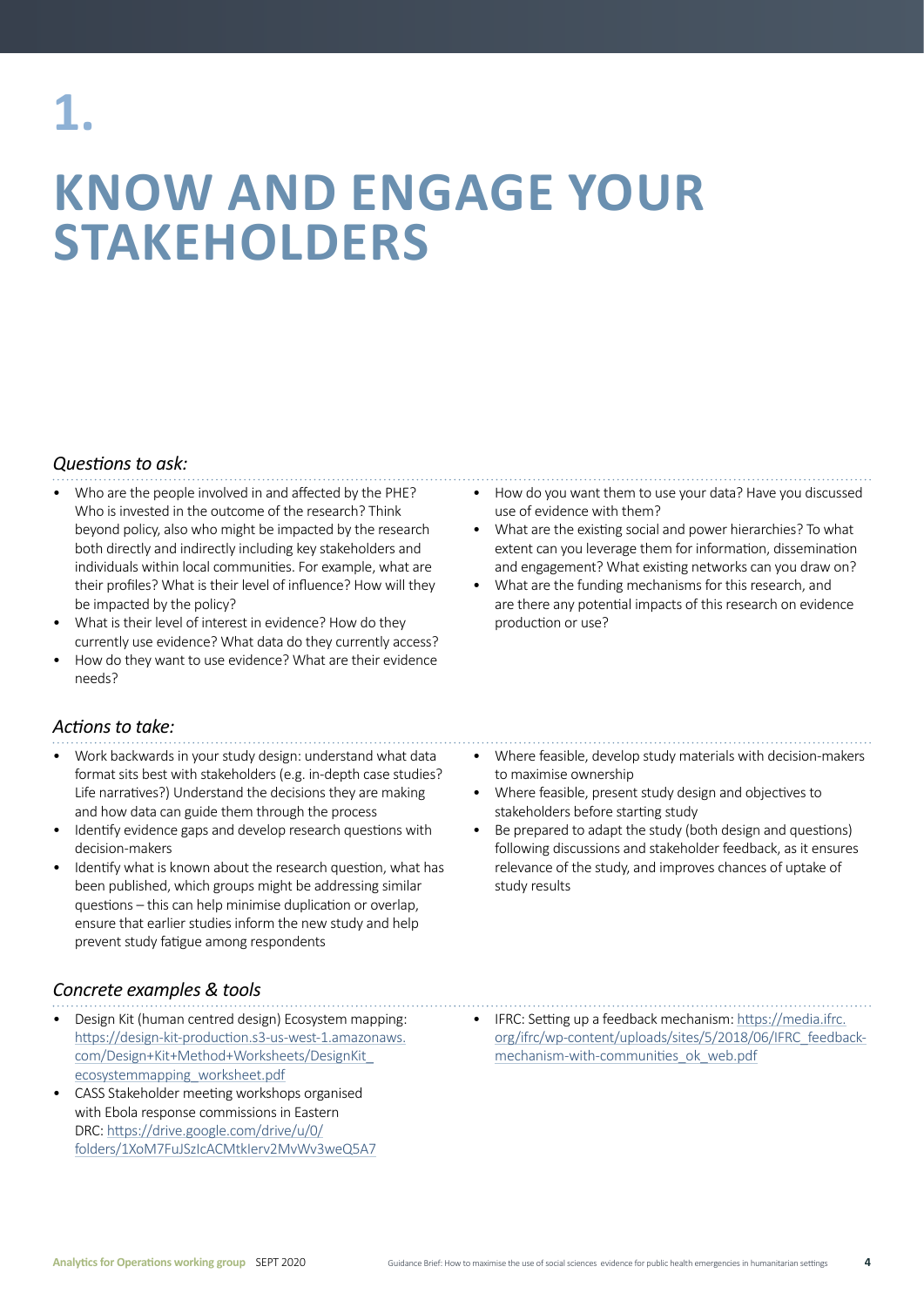# 1.

# KNOW AND ENGAGE YOUR STAKEHOLDERS

### *Questions to ask:*

- Who are the people involved in and affected by the PHE? Who is invested in the outcome of the research? Think beyond policy, also who might be impacted by the research both directly and indirectly including key stakeholders and individuals within local communities. For example, what are their profiles? What is their level of influence? How will they be impacted by the policy?
- What is their level of interest in evidence? How do they currently use evidence? What data do they currently access?
- How do they want to use evidence? What are their evidence needs?
- How do you want them to use your data? Have you discussed use of evidence with them?
- What are the existing social and power hierarchies? To what extent can you leverage them for information, dissemination and engagement? What existing networks can you draw on?
- What are the funding mechanisms for this research, and are there any potential impacts of this research on evidence production or use?

### *Actions to take:*

- Work backwards in your study design: understand what data format sits best with stakeholders (e.g. in-depth case studies? Life narratives?) Understand the decisions they are making and how data can guide them through the process
- Identify evidence gaps and develop research questions with decision-makers
- Identify what is known about the research question, what has been published, which groups might be addressing similar questions – this can help minimise duplication or overlap, ensure that earlier studies inform the new study and help prevent study fatigue among respondents
- Where feasible, develop study materials with decision-makers to maximise ownership
- Where feasible, present study design and objectives to stakeholders before starting study
- Be prepared to adapt the study (both design and questions) following discussions and stakeholder feedback, as it ensures relevance of the study, and improves chances of uptake of study results

### *Concrete examples & tools*

- Design Kit (human centred design) Ecosystem mapping: https://design-kit-production.s3-us-west-1.amazonaws.com/Design+Kit+Method+Worksheets/DesignKit_ecosystemmapping_worksheet.pdf
- CASS Stakeholder meeting workshops organised with Ebola response commissions in Eastern DRC: https://drive.google.com/drive/u/0/folders/1XoM7FuJSzIcACMtkIerv2MvWv3weQ5A7
- IFRC: Setting up a feedback mechanism: https://media.ifrc.org/ifrc/wp-content/uploads/sites/5/2018/06/IFRC_feedback-mechanism-with-communities_ok_web.pdf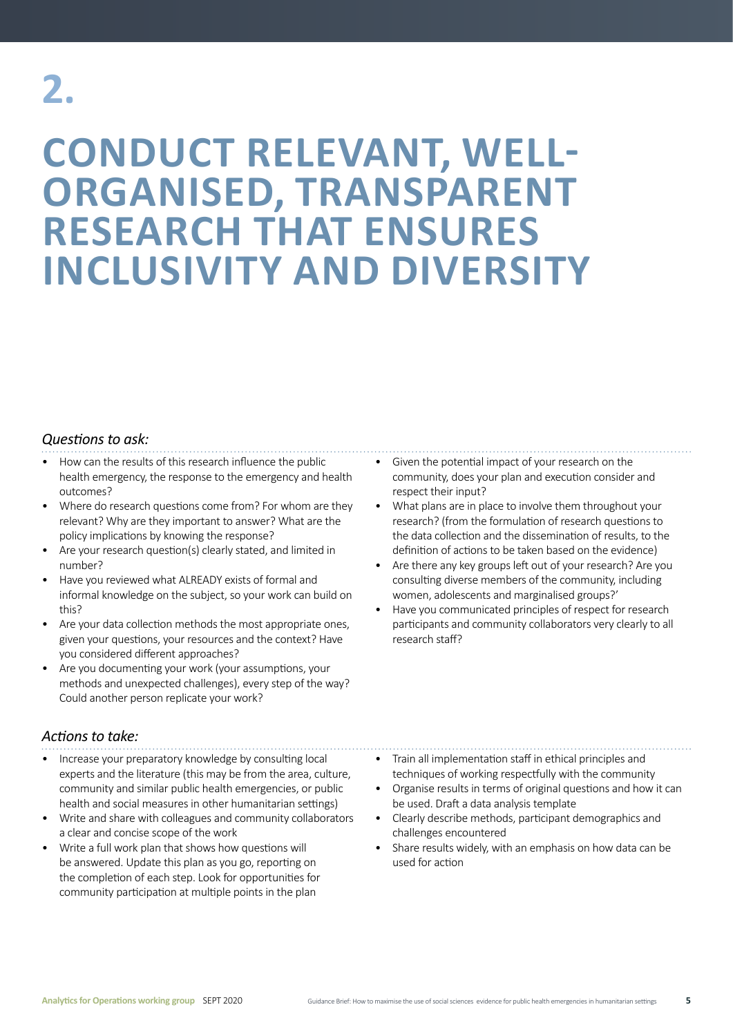# 2.

# CONDUCT RELEVANT, WELL-ORGANISED, TRANSPARENT RESEARCH THAT ENSURES INCLUSIVITY AND DIVERSITY

*Questions to ask:*

- How can the results of this research influence the public health emergency, the response to the emergency and health outcomes?
- Where do research questions come from? For whom are they relevant? Why are they important to answer? What are the policy implications by knowing the response?
- Are your research question(s) clearly stated, and limited in number?
- Have you reviewed what ALREADY exists of formal and informal knowledge on the subject, so your work can build on this?
- Are your data collection methods the most appropriate ones, given your questions, your resources and the context? Have you considered different approaches?
- Are you documenting your work (your assumptions, your methods and unexpected challenges), every step of the way? Could another person replicate your work?
- Given the potential impact of your research on the community, does your plan and execution consider and respect their input?
- What plans are in place to involve them throughout your research? (from the formulation of research questions to the data collection and the dissemination of results, to the definition of actions to be taken based on the evidence)
- Are there any key groups left out of your research? Are you consulting diverse members of the community, including women, adolescents and marginalised groups?'
- Have you communicated principles of respect for research participants and community collaborators very clearly to all research staff?

*Actions to take:*

- Increase your preparatory knowledge by consulting local experts and the literature (this may be from the area, culture, community and similar public health emergencies, or public health and social measures in other humanitarian settings)
- Write and share with colleagues and community collaborators a clear and concise scope of the work
- Write a full work plan that shows how questions will be answered. Update this plan as you go, reporting on the completion of each step. Look for opportunities for community participation at multiple points in the plan
- Train all implementation staff in ethical principles and techniques of working respectfully with the community
- Organise results in terms of original questions and how it can be used. Draft a data analysis template
- Clearly describe methods, participant demographics and challenges encountered
- Share results widely, with an emphasis on how data can be used for action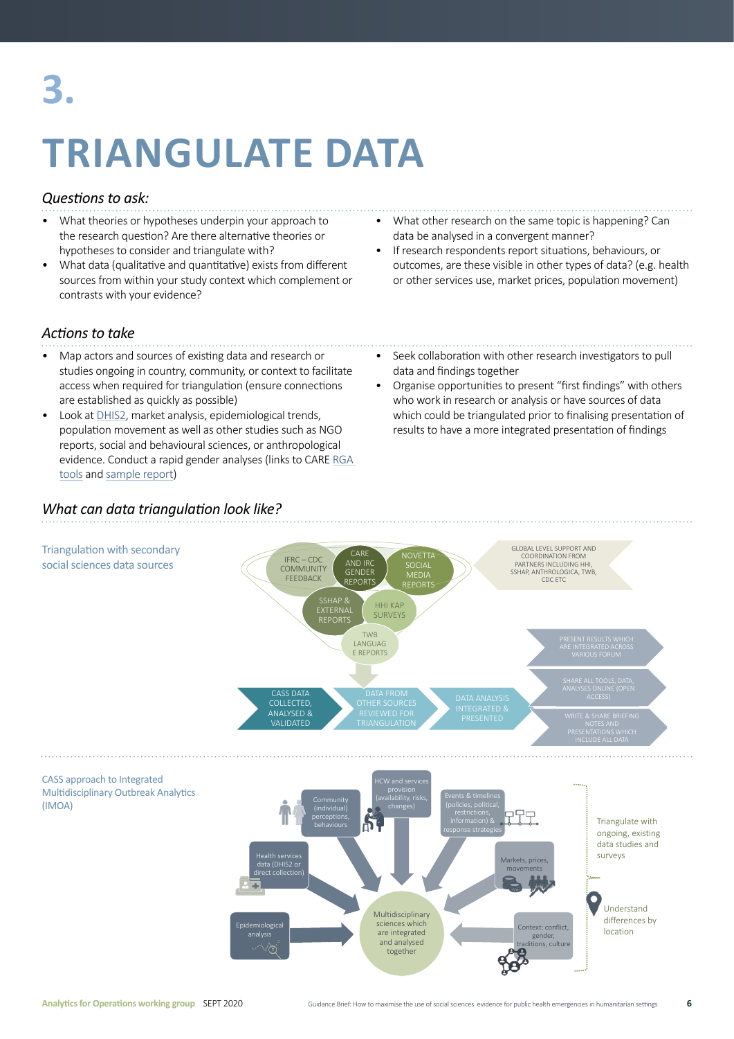# 3.

# TRIANGULATE DATA

### *Questions to ask:*

- What theories or hypotheses underpin your approach to the research question? Are there alternative theories or hypotheses to consider and triangulate with?
- What data (qualitative and quantitative) exists from different sources from within your study context which complement or contrasts with your evidence?
- What other research on the same topic is happening? Can data be analysed in a convergent manner?
- If research respondents report situations, behaviours, or outcomes, are these visible in other types of data? (e.g. health or other services use, market prices, population movement)

### *Actions to take*

- Map actors and sources of existing data and research or studies ongoing in country, community, or context to facilitate access when required for triangulation (ensure connections are established as quickly as possible)
- Look at DHIS2, market analysis, epidemiological trends, population movement as well as other studies such as NGO reports, social and behavioural sciences, or anthropological evidence. Conduct a rapid gender analyses (links to CARE RGA tools and sample report)
- Seek collaboration with other research investigators to pull data and findings together
- Organise opportunities to present "first findings" with others who work in research or analysis or have sources of data which could be triangulated prior to finalising presentation of results to have a more integrated presentation of findings

### *What can data triangulation look like?*

Triangulation with secondary social sciences data sources

IFRC – CDC COMMUNITY FEEDBACK

CARE AND IRC GENDER REPORTS

NOVETTA SOCIAL MEDIA REPORTS

SSHAP & EXTERNAL REPORTS

HHI KAP SURVEYS

TWB LANGUAGE REPORTS

GLOBAL LEVEL SUPPORT AND COORDINATION FROM PARTNERS INCLUDING HHI, SSHAP, ANTHROLOGICA, TWB, CDC ETC

CASS DATA COLLECTED, ANALYSED & VALIDATED → DATA FROM OTHER SOURCES REVIEWED FOR TRIANGULATION → DATA ANALYSIS INTEGRATED & PRESENTED

PRESENT RESULTS WHICH ARE INTEGRATED ACROSS VARIOUS FORUM

SHARE ALL TOOLS, DATA, ANALYSES ONLINE (OPEN ACCESS)

WRITE & SHARE BRIEFING NOTES AND PRESENTATIONS WHICH INCLUDE ALL DATA

CASS approach to Integrated Multidisciplinary Outbreak Analytics (IMOA)

Community (individual) perceptions, behaviours

HCW and services provision (availability, risks, changes)

Events & timelines (policies, political, restrictions, information) & response strategies

Health services data (DHIS2 or direct collection)

Markets, prices, movements

Epidemiological analysis

Multidisciplinary sciences which are integrated and analysed together

Context: conflict, gender, traditions, culture

Triangulate with ongoing, existing data studies and surveys

Understand differences by location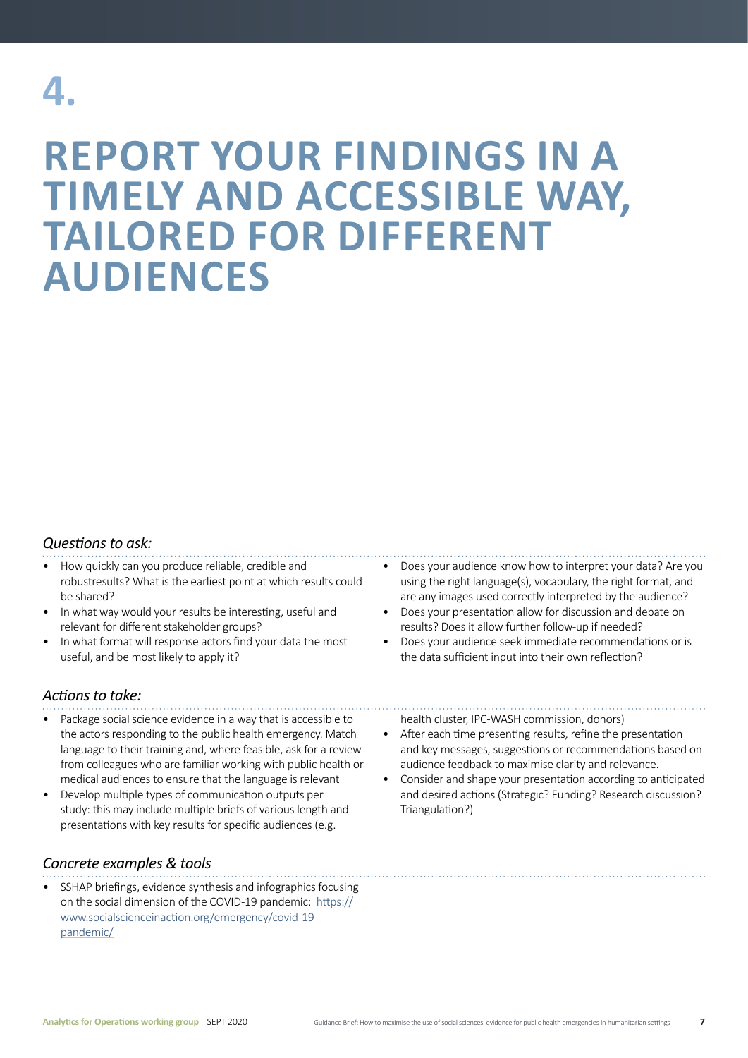# 4.

# REPORT YOUR FINDINGS IN A TIMELY AND ACCESSIBLE WAY, TAILORED FOR DIFFERENT AUDIENCES

### *Questions to ask:*

- How quickly can you produce reliable, credible and robustresults? What is the earliest point at which results could be shared?
- In what way would your results be interesting, useful and relevant for different stakeholder groups?
- In what format will response actors find your data the most useful, and be most likely to apply it?
- Does your audience know how to interpret your data? Are you using the right language(s), vocabulary, the right format, and are any images used correctly interpreted by the audience?
- Does your presentation allow for discussion and debate on results? Does it allow further follow-up if needed?
- Does your audience seek immediate recommendations or is the data sufficient input into their own reflection?

### *Actions to take:*

- Package social science evidence in a way that is accessible to the actors responding to the public health emergency. Match language to their training and, where feasible, ask for a review from colleagues who are familiar working with public health or medical audiences to ensure that the language is relevant
- Develop multiple types of communication outputs per study: this may include multiple briefs of various length and presentations with key results for specific audiences (e.g. health cluster, IPC-WASH commission, donors)
- After each time presenting results, refine the presentation and key messages, suggestions or recommendations based on audience feedback to maximise clarity and relevance.
- Consider and shape your presentation according to anticipated and desired actions (Strategic? Funding? Research discussion? Triangulation?)

### *Concrete examples & tools*

- SSHAP briefings, evidence synthesis and infographics focusing on the social dimension of the COVID-19 pandemic: https://www.socialscienceinaction.org/emergency/covid-19-pandemic/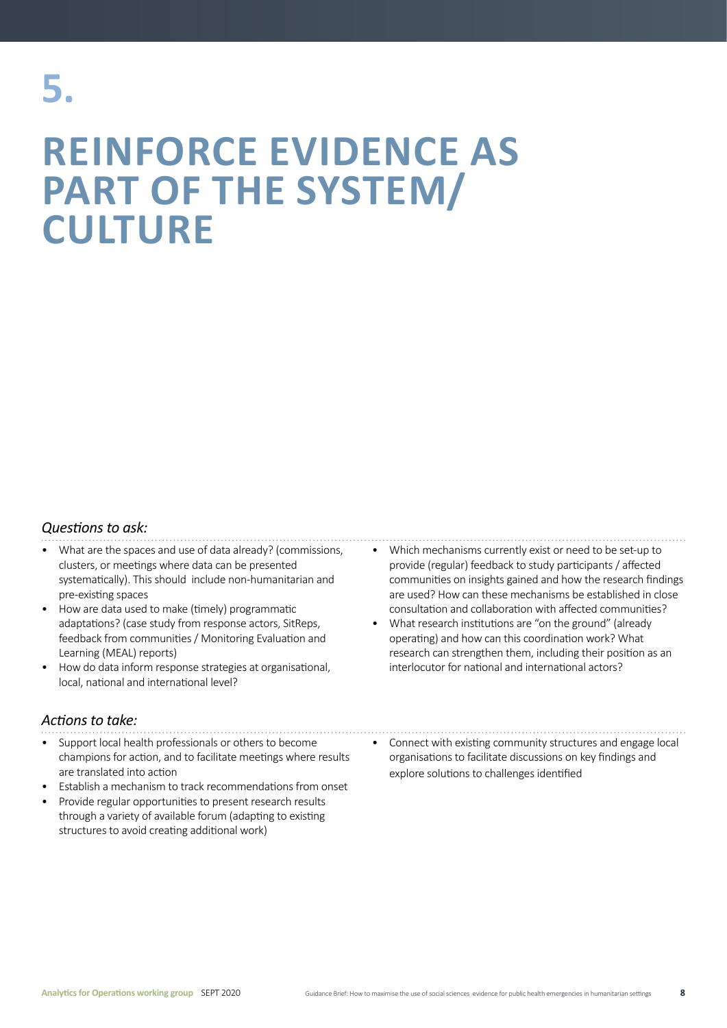# 5.

# REINFORCE EVIDENCE AS PART OF THE SYSTEM/ CULTURE

*Questions to ask:*

- What are the spaces and use of data already? (commissions, clusters, or meetings where data can be presented systematically). This should include non-humanitarian and pre-existing spaces
- How are data used to make (timely) programmatic adaptations? (case study from response actors, SitReps, feedback from communities / Monitoring Evaluation and Learning (MEAL) reports)
- How do data inform response strategies at organisational, local, national and international level?
- Which mechanisms currently exist or need to be set-up to provide (regular) feedback to study participants / affected communities on insights gained and how the research findings are used? How can these mechanisms be established in close consultation and collaboration with affected communities?
- What research institutions are "on the ground" (already operating) and how can this coordination work? What research can strengthen them, including their position as an interlocutor for national and international actors?

*Actions to take:*

- Support local health professionals or others to become champions for action, and to facilitate meetings where results are translated into action
- Establish a mechanism to track recommendations from onset
- Provide regular opportunities to present research results through a variety of available forum (adapting to existing structures to avoid creating additional work)
- Connect with existing community structures and engage local organisations to facilitate discussions on key findings and explore solutions to challenges identified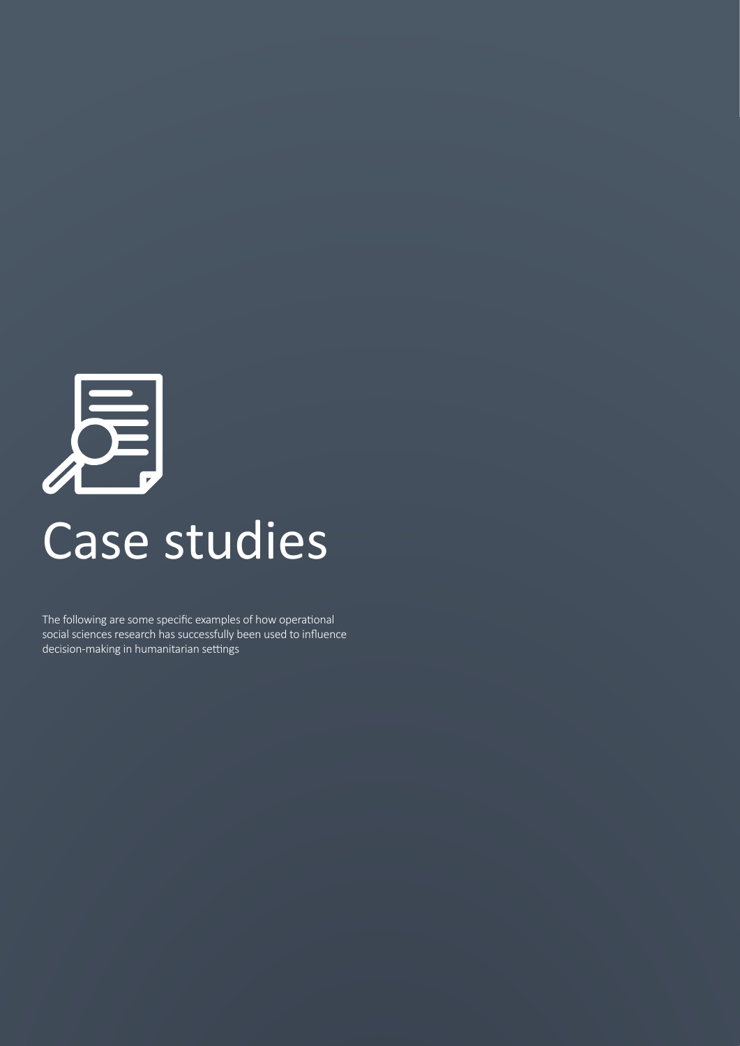# Case studies

The following are some specific examples of how operational social sciences research has successfully been used to influence decision-making in humanitarian settings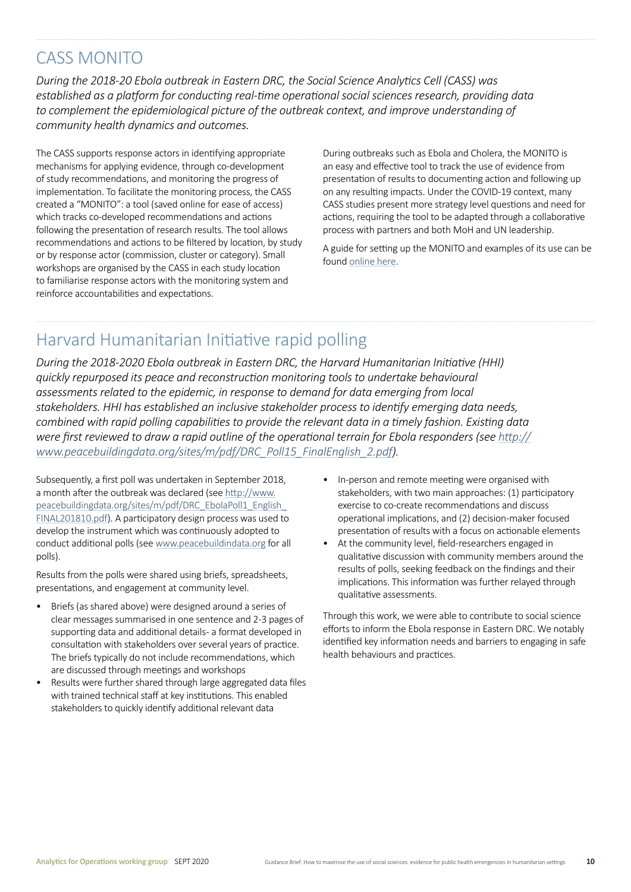## CASS MONITO

*During the 2018-20 Ebola outbreak in Eastern DRC, the Social Science Analytics Cell (CASS) was established as a platform for conducting real-time operational social sciences research, providing data to complement the epidemiological picture of the outbreak context, and improve understanding of community health dynamics and outcomes.*

The CASS supports response actors in identifying appropriate mechanisms for applying evidence, through co-development of study recommendations, and monitoring the progress of implementation. To facilitate the monitoring process, the CASS created a "MONITO": a tool (saved online for ease of access) which tracks co-developed recommendations and actions following the presentation of research results. The tool allows recommendations and actions to be filtered by location, by study or by response actor (commission, cluster or category). Small workshops are organised by the CASS in each study location to familiarise response actors with the monitoring system and reinforce accountabilities and expectations.

During outbreaks such as Ebola and Cholera, the MONITO is an easy and effective tool to track the use of evidence from presentation of results to documenting action and following up on any resulting impacts. Under the COVID-19 context, many CASS studies present more strategy level questions and need for actions, requiring the tool to be adapted through a collaborative process with partners and both MoH and UN leadership.

A guide for setting up the MONITO and examples of its use can be found online here.

## Harvard Humanitarian Initiative rapid polling

*During the 2018-2020 Ebola outbreak in Eastern DRC, the Harvard Humanitarian Initiative (HHI) quickly repurposed its peace and reconstruction monitoring tools to undertake behavioural assessments related to the epidemic, in response to demand for data emerging from local stakeholders. HHI has established an inclusive stakeholder process to identify emerging data needs, combined with rapid polling capabilities to provide the relevant data in a timely fashion. Existing data were first reviewed to draw a rapid outline of the operational terrain for Ebola responders (see http://www.peacebuildingdata.org/sites/m/pdf/DRC_Poll15_FinalEnglish_2.pdf).*

Subsequently, a first poll was undertaken in September 2018, a month after the outbreak was declared (see http://www.peacebuildingdata.org/sites/m/pdf/DRC_EbolaPoll1_English_FINAL201810.pdf). A participatory design process was used to develop the instrument which was continuously adopted to conduct additional polls (see www.peacebuildindata.org for all polls).

Results from the polls were shared using briefs, spreadsheets, presentations, and engagement at community level.

- Briefs (as shared above) were designed around a series of clear messages summarised in one sentence and 2-3 pages of supporting data and additional details- a format developed in consultation with stakeholders over several years of practice. The briefs typically do not include recommendations, which are discussed through meetings and workshops
- Results were further shared through large aggregated data files with trained technical staff at key institutions. This enabled stakeholders to quickly identify additional relevant data
- In-person and remote meeting were organised with stakeholders, with two main approaches: (1) participatory exercise to co-create recommendations and discuss operational implications, and (2) decision-maker focused presentation of results with a focus on actionable elements
- At the community level, field-researchers engaged in qualitative discussion with community members around the results of polls, seeking feedback on the findings and their implications. This information was further relayed through qualitative assessments.

Through this work, we were able to contribute to social science efforts to inform the Ebola response in Eastern DRC. We notably identified key information needs and barriers to engaging in safe health behaviours and practices.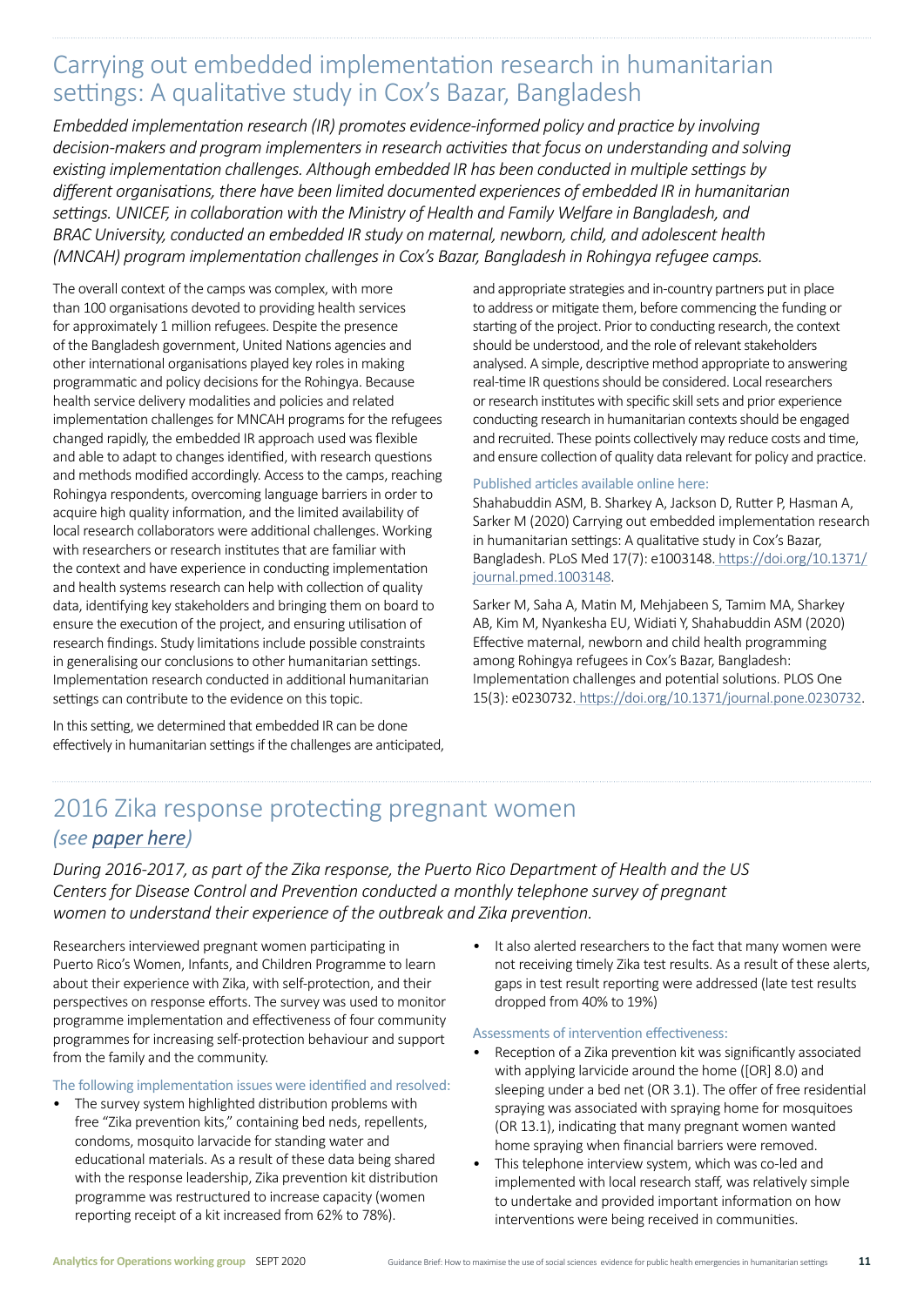## Carrying out embedded implementation research in humanitarian settings: A qualitative study in Cox's Bazar, Bangladesh

*Embedded implementation research (IR) promotes evidence-informed policy and practice by involving decision-makers and program implementers in research activities that focus on understanding and solving existing implementation challenges. Although embedded IR has been conducted in multiple settings by different organisations, there have been limited documented experiences of embedded IR in humanitarian settings. UNICEF, in collaboration with the Ministry of Health and Family Welfare in Bangladesh, and BRAC University, conducted an embedded IR study on maternal, newborn, child, and adolescent health (MNCAH) program implementation challenges in Cox's Bazar, Bangladesh in Rohingya refugee camps.*

The overall context of the camps was complex, with more than 100 organisations devoted to providing health services for approximately 1 million refugees. Despite the presence of the Bangladesh government, United Nations agencies and other international organisations played key roles in making programmatic and policy decisions for the Rohingya. Because health service delivery modalities and policies and related implementation challenges for MNCAH programs for the refugees changed rapidly, the embedded IR approach used was flexible and able to adapt to changes identified, with research questions and methods modified accordingly. Access to the camps, reaching Rohingya respondents, overcoming language barriers in order to acquire high quality information, and the limited availability of local research collaborators were additional challenges. Working with researchers or research institutes that are familiar with the context and have experience in conducting implementation and health systems research can help with collection of quality data, identifying key stakeholders and bringing them on board to ensure the execution of the project, and ensuring utilisation of research findings. Study limitations include possible constraints in generalising our conclusions to other humanitarian settings. Implementation research conducted in additional humanitarian settings can contribute to the evidence on this topic.

In this setting, we determined that embedded IR can be done effectively in humanitarian settings if the challenges are anticipated, and appropriate strategies and in-country partners put in place to address or mitigate them, before commencing the funding or starting of the project. Prior to conducting research, the context should be understood, and the role of relevant stakeholders analysed. A simple, descriptive method appropriate to answering real-time IR questions should be considered. Local researchers or research institutes with specific skill sets and prior experience conducting research in humanitarian contexts should be engaged and recruited. These points collectively may reduce costs and time, and ensure collection of quality data relevant for policy and practice.

Published articles available online here:

Shahabuddin ASM, B. Sharkey A, Jackson D, Rutter P, Hasman A, Sarker M (2020) Carrying out embedded implementation research in humanitarian settings: A qualitative study in Cox's Bazar, Bangladesh. PLoS Med 17(7): e1003148. https://doi.org/10.1371/journal.pmed.1003148.

Sarker M, Saha A, Matin M, Mehjabeen S, Tamim MA, Sharkey AB, Kim M, Nyankesha EU, Widiati Y, Shahabuddin ASM (2020) Effective maternal, newborn and child health programming among Rohingya refugees in Cox's Bazar, Bangladesh: Implementation challenges and potential solutions. PLOS One 15(3): e0230732. https://doi.org/10.1371/journal.pone.0230732.

## 2016 Zika response protecting pregnant women

*(see paper here)*

*During 2016-2017, as part of the Zika response, the Puerto Rico Department of Health and the US Centers for Disease Control and Prevention conducted a monthly telephone survey of pregnant women to understand their experience of the outbreak and Zika prevention.*

Researchers interviewed pregnant women participating in Puerto Rico's Women, Infants, and Children Programme to learn about their experience with Zika, with self-protection, and their perspectives on response efforts. The survey was used to monitor programme implementation and effectiveness of four community programmes for increasing self-protection behaviour and support from the family and the community.

The following implementation issues were identified and resolved:

- The survey system highlighted distribution problems with free "Zika prevention kits," containing bed neds, repellents, condoms, mosquito larvacide for standing water and educational materials. As a result of these data being shared with the response leadership, Zika prevention kit distribution programme was restructured to increase capacity (women reporting receipt of a kit increased from 62% to 78%).
- It also alerted researchers to the fact that many women were not receiving timely Zika test results. As a result of these alerts, gaps in test result reporting were addressed (late test results dropped from 40% to 19%)

Assessments of intervention effectiveness:

- Reception of a Zika prevention kit was significantly associated with applying larvicide around the home ([OR] 8.0) and sleeping under a bed net (OR 3.1). The offer of free residential spraying was associated with spraying home for mosquitoes (OR 13.1), indicating that many pregnant women wanted home spraying when financial barriers were removed.
- This telephone interview system, which was co-led and implemented with local research staff, was relatively simple to undertake and provided important information on how interventions were being received in communities.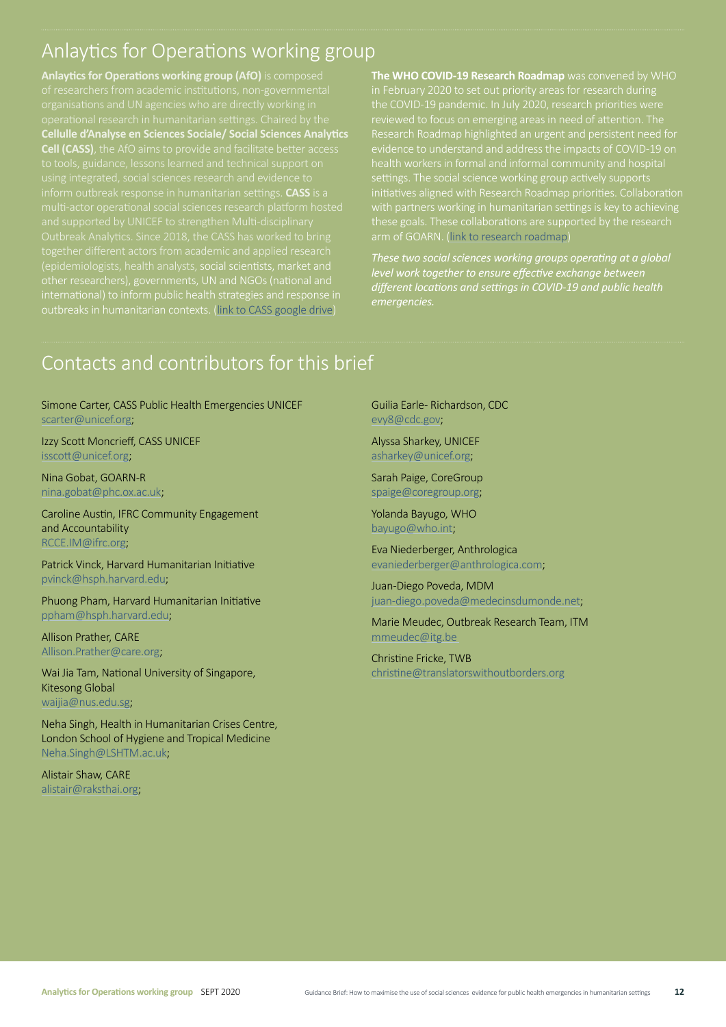## Anlaytics for Operations working group

**Anlaytics for Operations working group (AfO)** is composed of researchers from academic institutions, non-governmental organisations and UN agencies who are directly working in operational research in humanitarian settings. Chaired by the **Cellulle d'Analyse en Sciences Sociale/ Social Sciences Analytics Cell (CASS)**, the AfO aims to provide and facilitate better access to tools, guidance, lessons learned and technical support on using integrated, social sciences research and evidence to inform outbreak response in humanitarian settings. **CASS** is a multi-actor operational social sciences research platform hosted and supported by UNICEF to strengthen Multi-disciplinary Outbreak Analytics. Since 2018, the CASS has worked to bring together different actors from academic and applied research (epidemiologists, health analysts, social scientists, market and other researchers), governments, UN and NGOs (national and international) to inform public health strategies and response in outbreaks in humanitarian contexts. (link to CASS google drive)

**The WHO COVID-19 Research Roadmap** was convened by WHO in February 2020 to set out priority areas for research during the COVID-19 pandemic. In July 2020, research priorities were reviewed to focus on emerging areas in need of attention. The Research Roadmap highlighted an urgent and persistent need for evidence to understand and address the impacts of COVID-19 on health workers in formal and informal community and hospital settings. The social science working group actively supports initiatives aligned with Research Roadmap priorities. Collaboration with partners working in humanitarian settings is key to achieving these goals. These collaborations are supported by the research arm of GOARN. (link to research roadmap)

*These two social sciences working groups operating at a global level work together to ensure effective exchange between different locations and settings in COVID-19 and public health emergencies.*

## Contacts and contributors for this brief

Simone Carter, CASS Public Health Emergencies UNICEF
scarter@unicef.org;

Izzy Scott Moncrieff, CASS UNICEF
isscott@unicef.org;

Nina Gobat, GOARN-R
nina.gobat@phc.ox.ac.uk;

Caroline Austin, IFRC Community Engagement and Accountability
RCCE.IM@ifrc.org;

Patrick Vinck, Harvard Humanitarian Initiative
pvinck@hsph.harvard.edu;

Phuong Pham, Harvard Humanitarian Initiative
ppham@hsph.harvard.edu;

Allison Prather, CARE
Allison.Prather@care.org;

Wai Jia Tam, National University of Singapore, Kitesong Global
waijia@nus.edu.sg;

Neha Singh, Health in Humanitarian Crises Centre, London School of Hygiene and Tropical Medicine
Neha.Singh@LSHTM.ac.uk;

Alistair Shaw, CARE
alistair@raksthai.org;

Guilia Earle- Richardson, CDC
evy8@cdc.gov;

Alyssa Sharkey, UNICEF
asharkey@unicef.org;

Sarah Paige, CoreGroup
spaige@coregroup.org;

Yolanda Bayugo, WHO
bayugo@who.int;

Eva Niederberger, Anthrologica
evaniederberger@anthrologica.com;

Juan-Diego Poveda, MDM
juan-diego.poveda@medecinsdumonde.net;

Marie Meudec, Outbreak Research Team, ITM
mmeudec@itg.be

Christine Fricke, TWB
christine@translatorswithoutborders.org